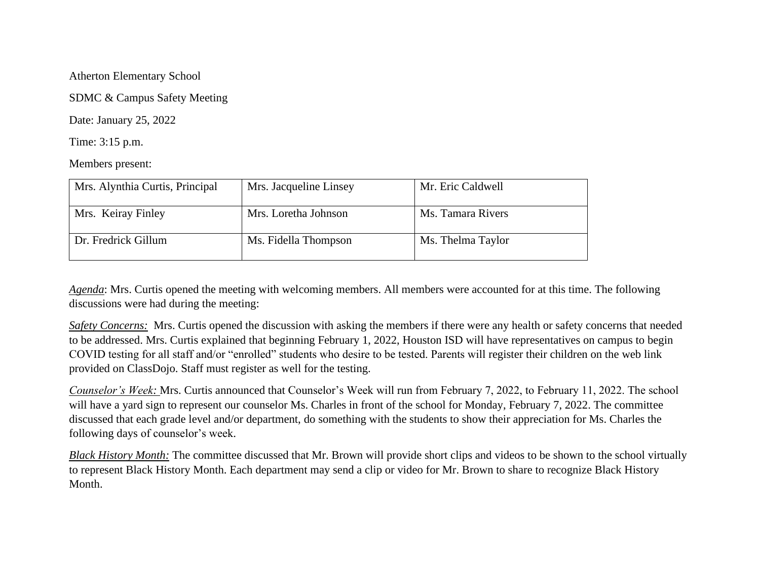Atherton Elementary School

SDMC & Campus Safety Meeting

Date: January 25, 2022

Time: 3:15 p.m.

Members present:

| | | |
|---|---|---|
| Mrs. Alynthia Curtis, Principal | Mrs. Jacqueline Linsey | Mr. Eric Caldwell |
| Mrs. Keiray Finley | Mrs. Loretha Johnson | Ms. Tamara Rivers |
| Dr. Fredrick Gillum | Ms. Fidella Thompson | Ms. Thelma Taylor |

*Agenda*: Mrs. Curtis opened the meeting with welcoming members. All members were accounted for at this time. The following discussions were had during the meeting:

*Safety Concerns:* Mrs. Curtis opened the discussion with asking the members if there were any health or safety concerns that needed to be addressed. Mrs. Curtis explained that beginning February 1, 2022, Houston ISD will have representatives on campus to begin COVID testing for all staff and/or "enrolled" students who desire to be tested. Parents will register their children on the web link provided on ClassDojo. Staff must register as well for the testing.

*Counselor's Week:* Mrs. Curtis announced that Counselor's Week will run from February 7, 2022, to February 11, 2022. The school will have a yard sign to represent our counselor Ms. Charles in front of the school for Monday, February 7, 2022. The committee discussed that each grade level and/or department, do something with the students to show their appreciation for Ms. Charles the following days of counselor's week.

*Black History Month:* The committee discussed that Mr. Brown will provide short clips and videos to be shown to the school virtually to represent Black History Month. Each department may send a clip or video for Mr. Brown to share to recognize Black History Month.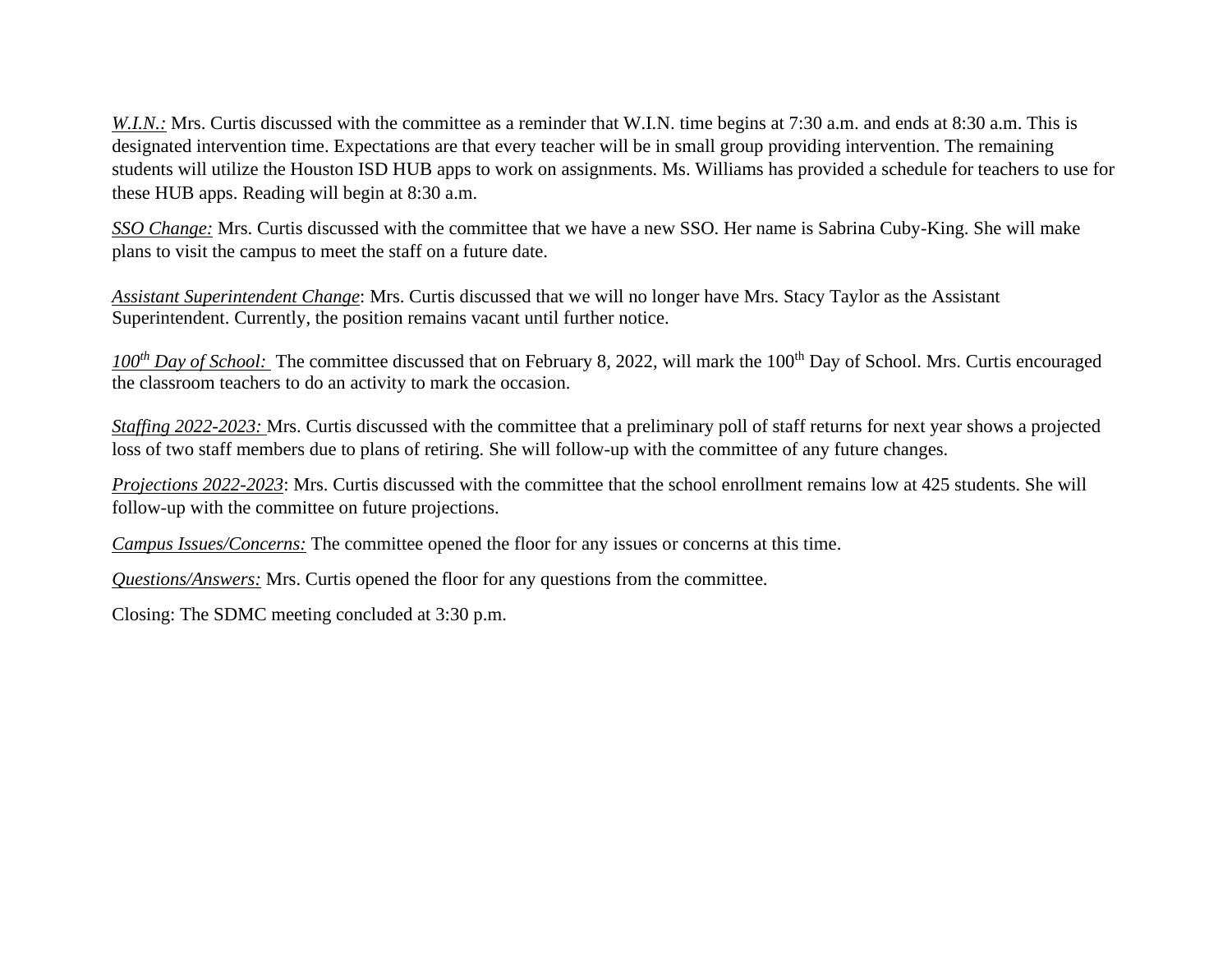*W.I.N.:* Mrs. Curtis discussed with the committee as a reminder that W.I.N. time begins at 7:30 a.m. and ends at 8:30 a.m. This is designated intervention time. Expectations are that every teacher will be in small group providing intervention. The remaining students will utilize the Houston ISD HUB apps to work on assignments. Ms. Williams has provided a schedule for teachers to use for these HUB apps. Reading will begin at 8:30 a.m.

*SSO Change:* Mrs. Curtis discussed with the committee that we have a new SSO. Her name is Sabrina Cuby-King. She will make plans to visit the campus to meet the staff on a future date.

*Assistant Superintendent Change*: Mrs. Curtis discussed that we will no longer have Mrs. Stacy Taylor as the Assistant Superintendent. Currently, the position remains vacant until further notice.

*100th Day of School:* The committee discussed that on February 8, 2022, will mark the 100th Day of School. Mrs. Curtis encouraged the classroom teachers to do an activity to mark the occasion.

*Staffing 2022-2023:* Mrs. Curtis discussed with the committee that a preliminary poll of staff returns for next year shows a projected loss of two staff members due to plans of retiring. She will follow-up with the committee of any future changes.

*Projections 2022-2023*: Mrs. Curtis discussed with the committee that the school enrollment remains low at 425 students. She will follow-up with the committee on future projections.

*Campus Issues/Concerns:* The committee opened the floor for any issues or concerns at this time.

*Questions/Answers:* Mrs. Curtis opened the floor for any questions from the committee.

Closing: The SDMC meeting concluded at 3:30 p.m.